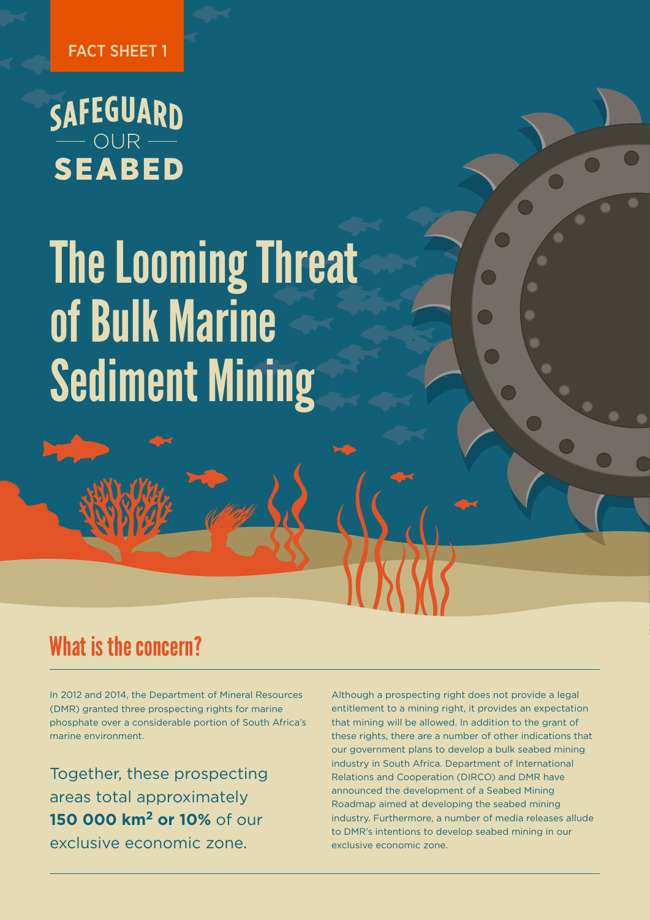FACT SHEET 1

SAFEGUARD — OUR — SEABED

# The Looming Threat of Bulk Marine Sediment Mining

## What is the concern?

In 2012 and 2014, the Department of Mineral Resources (DMR) granted three prospecting rights for marine phosphate over a considerable portion of South Africa's marine environment.

Together, these prospecting areas total approximately **150 000 km² or 10%** of our exclusive economic zone.

Although a prospecting right does not provide a legal entitlement to a mining right, it provides an expectation that mining will be allowed. In addition to the grant of these rights, there are a number of other indications that our government plans to develop a bulk seabed mining industry in South Africa. Department of International Relations and Cooperation (DIRCO) and DMR have announced the development of a Seabed Mining Roadmap aimed at developing the seabed mining industry. Furthermore, a number of media releases allude to DMR's intentions to develop seabed mining in our exclusive economic zone.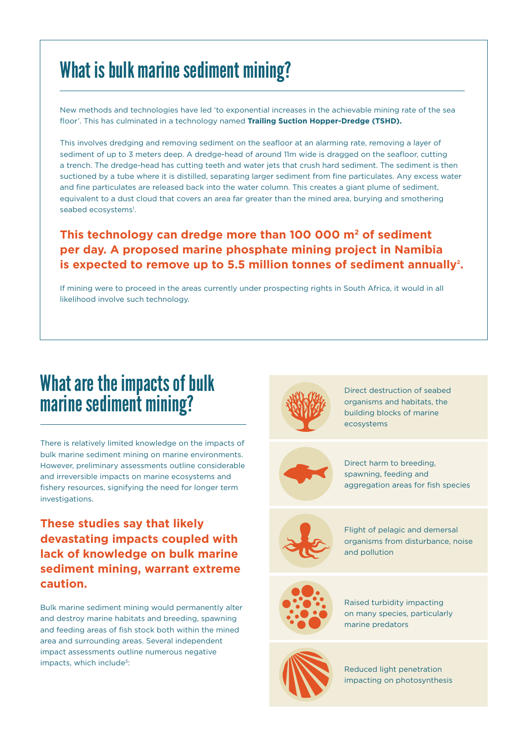# What is bulk marine sediment mining?

New methods and technologies have led 'to exponential increases in the achievable mining rate of the sea floor'. This has culminated in a technology named **Trailing Suction Hopper-Dredge (TSHD).**

This involves dredging and removing sediment on the seafloor at an alarming rate, removing a layer of sediment of up to 3 meters deep. A dredge-head of around 11m wide is dragged on the seafloor, cutting a trench. The dredge-head has cutting teeth and water jets that crush hard sediment. The sediment is then suctioned by a tube where it is distilled, separating larger sediment from fine particulates. Any excess water and fine particulates are released back into the water column. This creates a giant plume of sediment, equivalent to a dust cloud that covers an area far greater than the mined area, burying and smothering seabed ecosystems[1].

**This technology can dredge more than 100 000 m² of sediment per day. A proposed marine phosphate mining project in Namibia is expected to remove up to 5.5 million tonnes of sediment annually[2].**

If mining were to proceed in the areas currently under prospecting rights in South Africa, it would in all likelihood involve such technology.

# What are the impacts of bulk marine sediment mining?

There is relatively limited knowledge on the impacts of bulk marine sediment mining on marine environments. However, preliminary assessments outline considerable and irreversible impacts on marine ecosystems and fishery resources, signifying the need for longer term investigations.

**These studies say that likely devastating impacts coupled with lack of knowledge on bulk marine sediment mining, warrant extreme caution.**

Bulk marine sediment mining would permanently alter and destroy marine habitats and breeding, spawning and feeding areas of fish stock both within the mined area and surrounding areas. Several independent impact assessments outline numerous negative impacts, which include[3]:

- Direct destruction of seabed organisms and habitats, the building blocks of marine ecosystems
- Direct harm to breeding, spawning, feeding and aggregation areas for fish species
- Flight of pelagic and demersal organisms from disturbance, noise and pollution
- Raised turbidity impacting on many species, particularly marine predators
- Reduced light penetration impacting on photosynthesis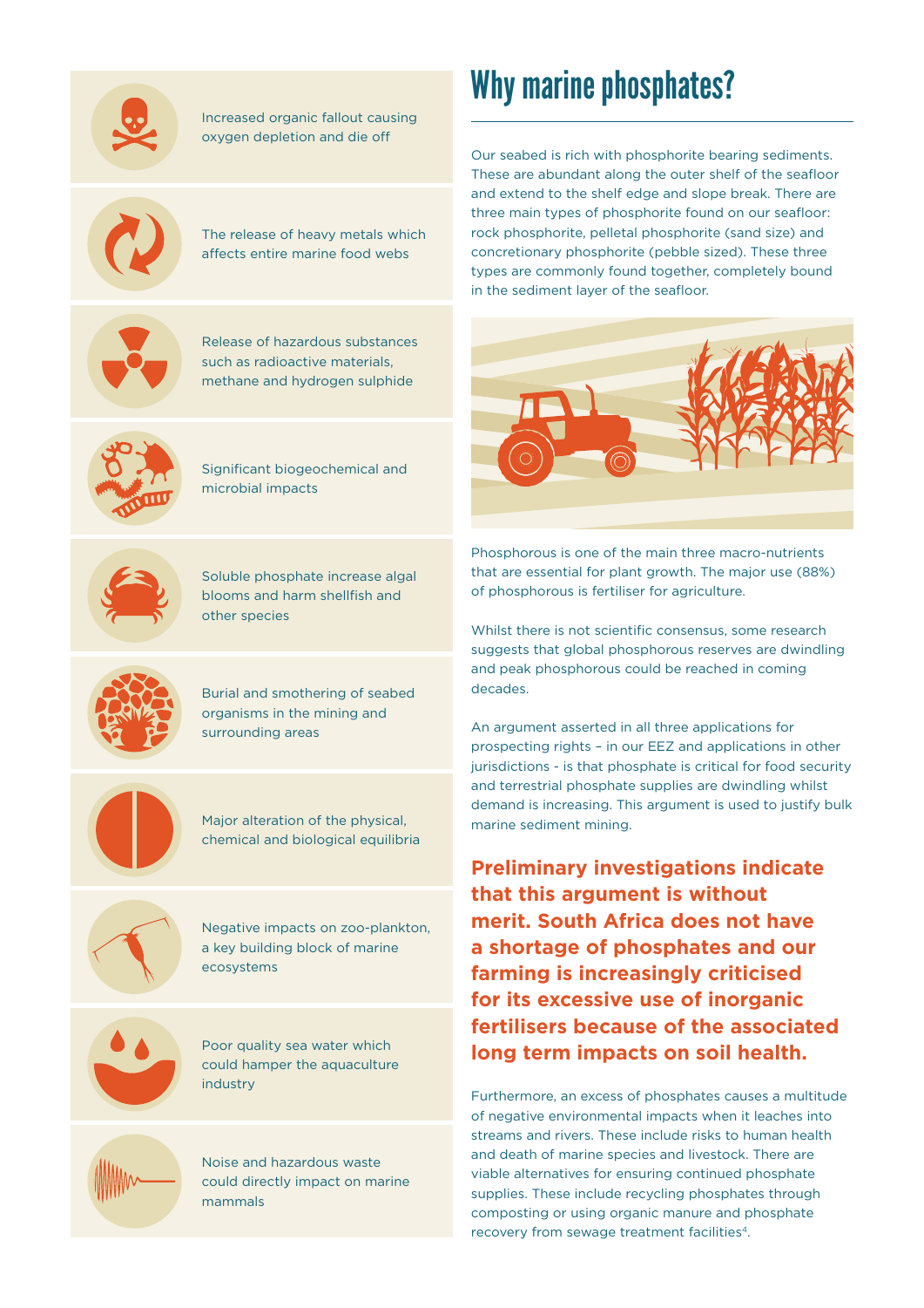- Increased organic fallout causing oxygen depletion and die off
- The release of heavy metals which affects entire marine food webs
- Release of hazardous substances such as radioactive materials, methane and hydrogen sulphide
- Significant biogeochemical and microbial impacts
- Soluble phosphate increase algal blooms and harm shellfish and other species
- Burial and smothering of seabed organisms in the mining and surrounding areas
- Major alteration of the physical, chemical and biological equilibria
- Negative impacts on zoo-plankton, a key building block of marine ecosystems
- Poor quality sea water which could hamper the aquaculture industry
- Noise and hazardous waste could directly impact on marine mammals

# Why marine phosphates?

Our seabed is rich with phosphorite bearing sediments. These are abundant along the outer shelf of the seafloor and extend to the shelf edge and slope break. There are three main types of phosphorite found on our seafloor: rock phosphorite, pelletal phosphorite (sand size) and concretionary phosphorite (pebble sized). These three types are commonly found together, completely bound in the sediment layer of the seafloor.

Phosphorous is one of the main three macro-nutrients that are essential for plant growth. The major use (88%) of phosphorous is fertiliser for agriculture.

Whilst there is not scientific consensus, some research suggests that global phosphorous reserves are dwindling and peak phosphorous could be reached in coming decades.

An argument asserted in all three applications for prospecting rights – in our EEZ and applications in other jurisdictions - is that phosphate is critical for food security and terrestrial phosphate supplies are dwindling whilst demand is increasing. This argument is used to justify bulk marine sediment mining.

**Preliminary investigations indicate that this argument is without merit. South Africa does not have a shortage of phosphates and our farming is increasingly criticised for its excessive use of inorganic fertilisers because of the associated long term impacts on soil health.**

Furthermore, an excess of phosphates causes a multitude of negative environmental impacts when it leaches into streams and rivers. These include risks to human health and death of marine species and livestock. There are viable alternatives for ensuring continued phosphate supplies. These include recycling phosphates through composting or using organic manure and phosphate recovery from sewage treatment facilities[4].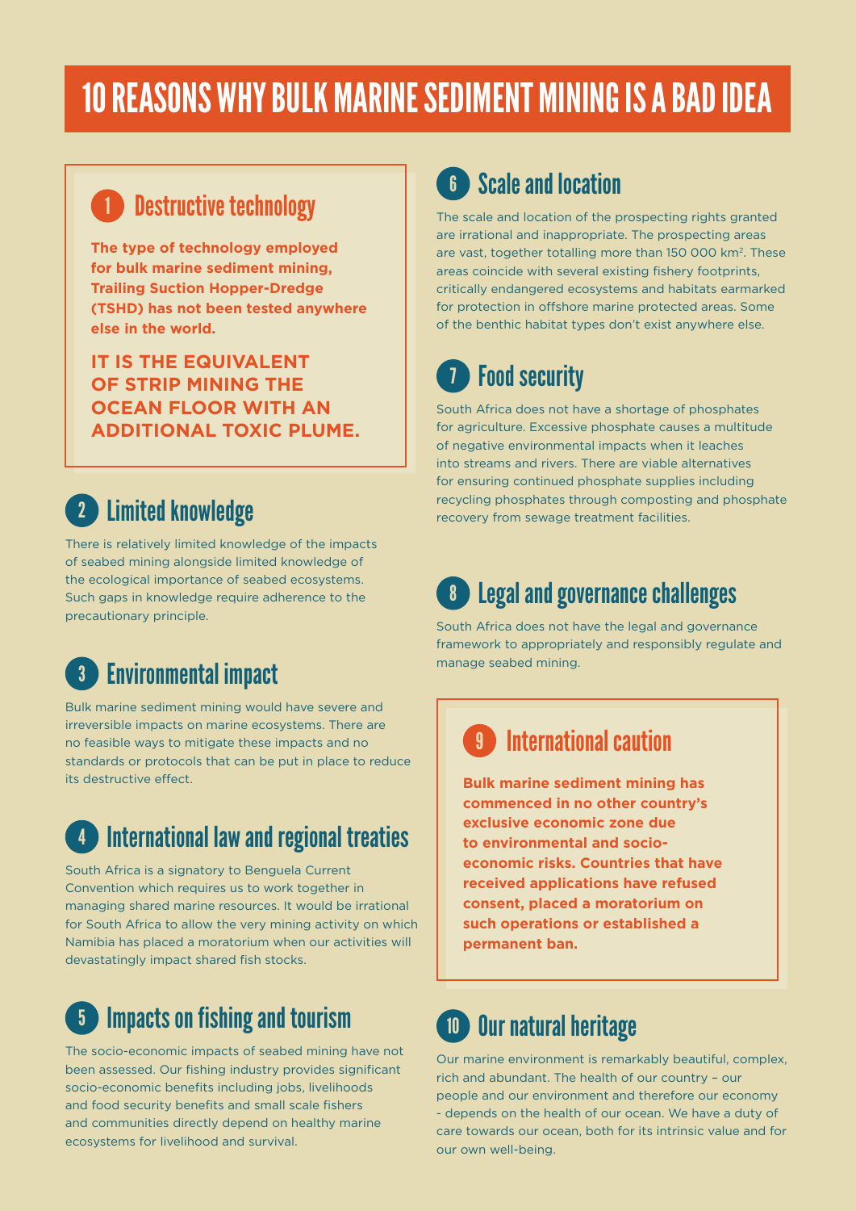# 10 REASONS WHY BULK MARINE SEDIMENT MINING IS A BAD IDEA

## 1 Destructive technology

**The type of technology employed for bulk marine sediment mining, Trailing Suction Hopper-Dredge (TSHD) has not been tested anywhere else in the world.**

**IT IS THE EQUIVALENT OF STRIP MINING THE OCEAN FLOOR WITH AN ADDITIONAL TOXIC PLUME.**

## 2 Limited knowledge

There is relatively limited knowledge of the impacts of seabed mining alongside limited knowledge of the ecological importance of seabed ecosystems. Such gaps in knowledge require adherence to the precautionary principle.

## 3 Environmental impact

Bulk marine sediment mining would have severe and irreversible impacts on marine ecosystems. There are no feasible ways to mitigate these impacts and no standards or protocols that can be put in place to reduce its destructive effect.

## 4 International law and regional treaties

South Africa is a signatory to Benguela Current Convention which requires us to work together in managing shared marine resources. It would be irrational for South Africa to allow the very mining activity on which Namibia has placed a moratorium when our activities will devastatingly impact shared fish stocks.

## 5 Impacts on fishing and tourism

The socio-economic impacts of seabed mining have not been assessed. Our fishing industry provides significant socio-economic benefits including jobs, livelihoods and food security benefits and small scale fishers and communities directly depend on healthy marine ecosystems for livelihood and survival.

## 6 Scale and location

The scale and location of the prospecting rights granted are irrational and inappropriate. The prospecting areas are vast, together totalling more than 150 000 km². These areas coincide with several existing fishery footprints, critically endangered ecosystems and habitats earmarked for protection in offshore marine protected areas. Some of the benthic habitat types don't exist anywhere else.

## 7 Food security

South Africa does not have a shortage of phosphates for agriculture. Excessive phosphate causes a multitude of negative environmental impacts when it leaches into streams and rivers. There are viable alternatives for ensuring continued phosphate supplies including recycling phosphates through composting and phosphate recovery from sewage treatment facilities.

## 8 Legal and governance challenges

South Africa does not have the legal and governance framework to appropriately and responsibly regulate and manage seabed mining.

## 9 International caution

**Bulk marine sediment mining has commenced in no other country's exclusive economic zone due to environmental and socio-economic risks. Countries that have received applications have refused consent, placed a moratorium on such operations or established a permanent ban.**

## 10 Our natural heritage

Our marine environment is remarkably beautiful, complex, rich and abundant. The health of our country – our people and our environment and therefore our economy - depends on the health of our ocean. We have a duty of care towards our ocean, both for its intrinsic value and for our own well-being.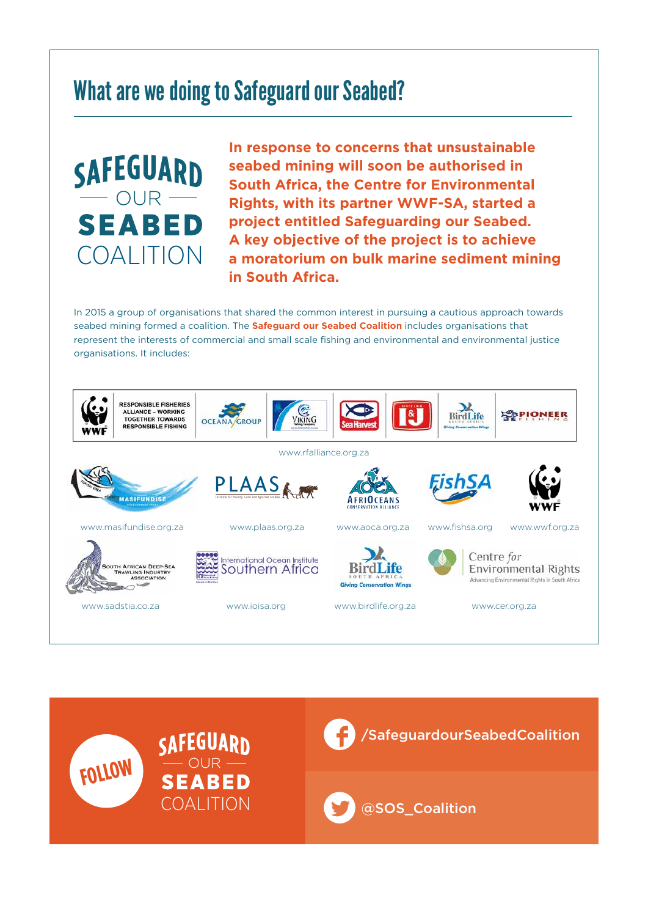# What are we doing to Safeguard our Seabed?

SAFEGUARD OUR SEABED COALITION

**In response to concerns that unsustainable seabed mining will soon be authorised in South Africa, the Centre for Environmental Rights, with its partner WWF-SA, started a project entitled Safeguarding our Seabed. A key objective of the project is to achieve a moratorium on bulk marine sediment mining in South Africa.**

In 2015 a group of organisations that shared the common interest in pursuing a cautious approach towards seabed mining formed a coalition. The **Safeguard our Seabed Coalition** includes organisations that represent the interests of commercial and small scale fishing and environmental and environmental justice organisations. It includes:

RESPONSIBLE FISHERIES ALLIANCE – WORKING TOGETHER TOWARDS RESPONSIBLE FISHING (WWF, Oceana Group, Viking, Sea Harvest, I&J, BirdLife South Africa, Pioneer Fishing)

www.rfalliance.org.za

Masifundise – www.masifundise.org.za

PLAAS – www.plaas.org.za

AfriOceans Conservation Alliance – www.aoca.org.za

FishSA – www.fishsa.org

WWF – www.wwf.org.za

South African Deep-Sea Trawling Industry Association – www.sadstia.co.za

International Ocean Institute Southern Africa – www.ioisa.org

BirdLife South Africa – www.birdlife.org.za

Centre for Environmental Rights – www.cer.org.za

FOLLOW SAFEGUARD OUR SEABED COALITION

/SafeguardourSeabedCoalition

@SOS_Coalition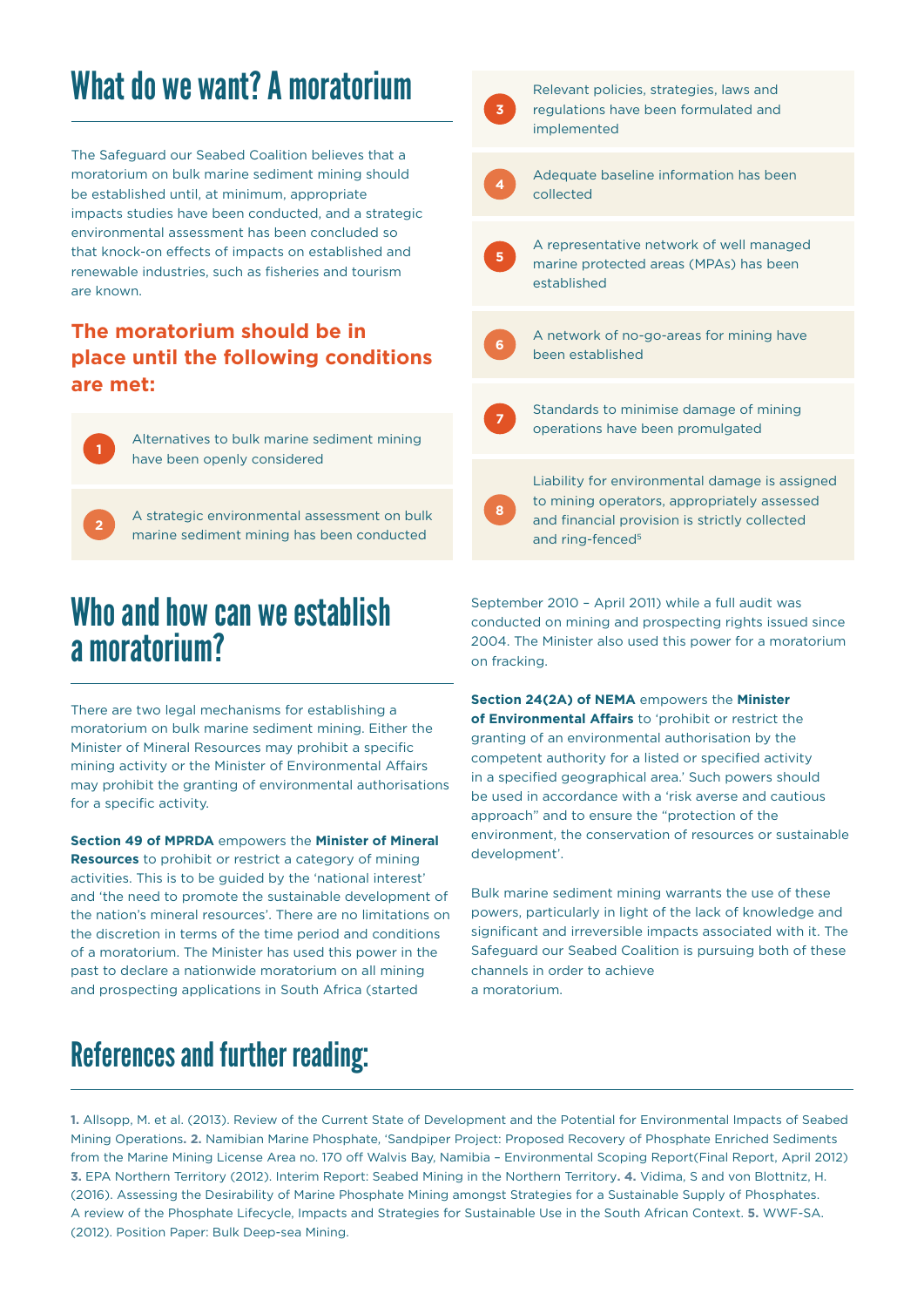# What do we want? A moratorium

The Safeguard our Seabed Coalition believes that a moratorium on bulk marine sediment mining should be established until, at minimum, appropriate impacts studies have been conducted, and a strategic environmental assessment has been concluded so that knock-on effects of impacts on established and renewable industries, such as fisheries and tourism are known.

### The moratorium should be in place until the following conditions are met:

1. Alternatives to bulk marine sediment mining have been openly considered
2. A strategic environmental assessment on bulk marine sediment mining has been conducted
3. Relevant policies, strategies, laws and regulations have been formulated and implemented
4. Adequate baseline information has been collected
5. A representative network of well managed marine protected areas (MPAs) has been established
6. A network of no-go-areas for mining have been established
7. Standards to minimise damage of mining operations have been promulgated
8. Liability for environmental damage is assigned to mining operators, appropriately assessed and financial provision is strictly collected and ring-fenced[5]

# Who and how can we establish a moratorium?

There are two legal mechanisms for establishing a moratorium on bulk marine sediment mining. Either the Minister of Mineral Resources may prohibit a specific mining activity or the Minister of Environmental Affairs may prohibit the granting of environmental authorisations for a specific activity.

**Section 49 of MPRDA** empowers the **Minister of Mineral Resources** to prohibit or restrict a category of mining activities. This is to be guided by the 'national interest' and 'the need to promote the sustainable development of the nation's mineral resources'. There are no limitations on the discretion in terms of the time period and conditions of a moratorium. The Minister has used this power in the past to declare a nationwide moratorium on all mining and prospecting applications in South Africa (started September 2010 – April 2011) while a full audit was conducted on mining and prospecting rights issued since 2004. The Minister also used this power for a moratorium on fracking.

**Section 24(2A) of NEMA** empowers the **Minister of Environmental Affairs** to 'prohibit or restrict the granting of an environmental authorisation by the competent authority for a listed or specified activity in a specified geographical area.' Such powers should be used in accordance with a 'risk averse and cautious approach" and to ensure the "protection of the environment, the conservation of resources or sustainable development'.

Bulk marine sediment mining warrants the use of these powers, particularly in light of the lack of knowledge and significant and irreversible impacts associated with it. The Safeguard our Seabed Coalition is pursuing both of these channels in order to achieve a moratorium.

# References and further reading:

**1.** Allsopp, M. et al. (2013). Review of the Current State of Development and the Potential for Environmental Impacts of Seabed Mining Operations**. 2.** Namibian Marine Phosphate, 'Sandpiper Project: Proposed Recovery of Phosphate Enriched Sediments from the Marine Mining License Area no. 170 off Walvis Bay, Namibia – Environmental Scoping Report(Final Report, April 2012) **3.** EPA Northern Territory (2012). Interim Report: Seabed Mining in the Northern Territory**. 4.** Vidima, S and von Blottnitz, H. (2016). Assessing the Desirability of Marine Phosphate Mining amongst Strategies for a Sustainable Supply of Phosphates. A review of the Phosphate Lifecycle, Impacts and Strategies for Sustainable Use in the South African Context. **5.** WWF-SA. (2012). Position Paper: Bulk Deep-sea Mining.